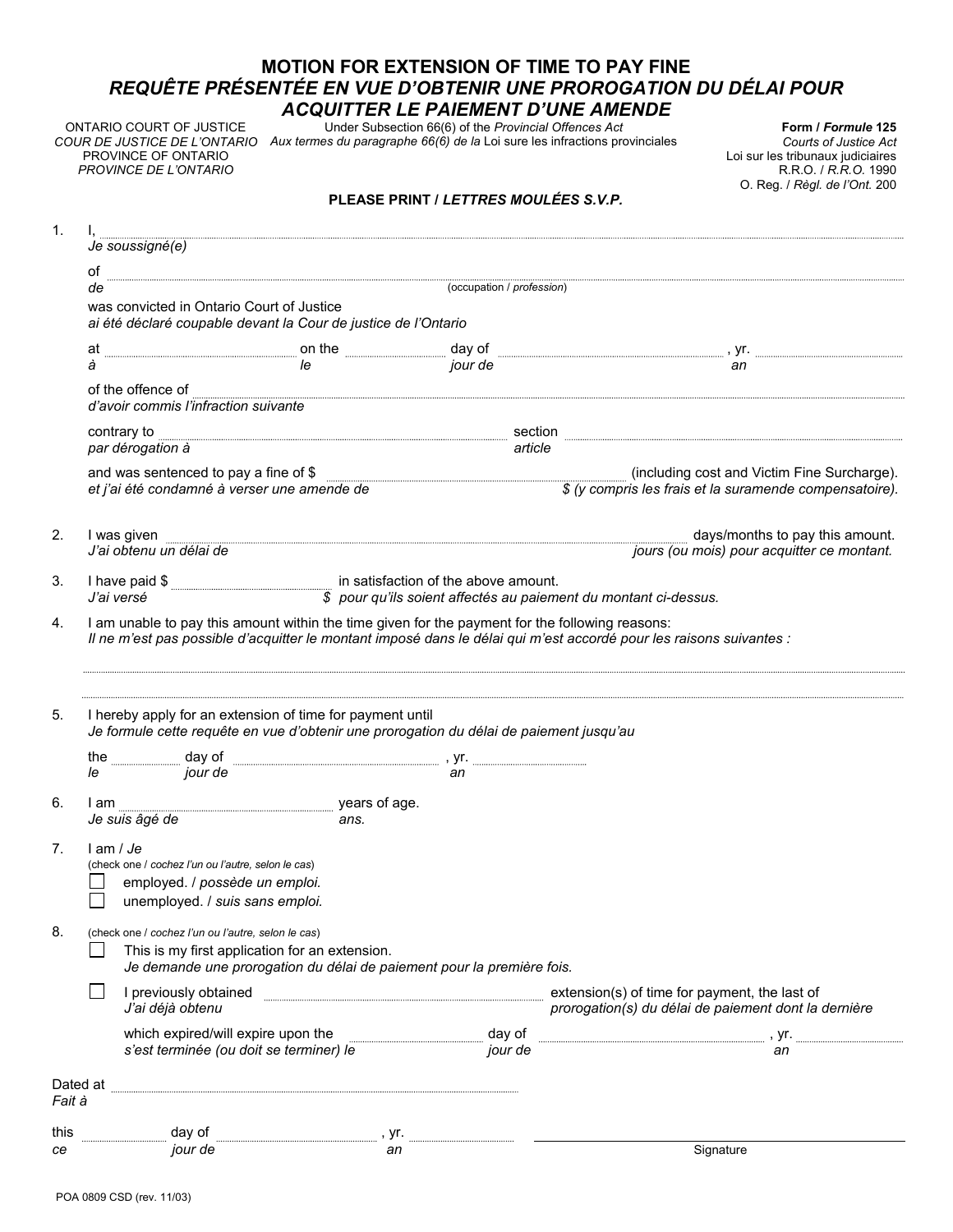# MOTION FOR EXTENSION OF TIME TO PAY FINE
## *REQUÊTE PRÉSENTÉE EN VUE D'OBTENIR UNE PROROGATION DU DÉLAI POUR ACQUITTER LE PAIEMENT D'UNE AMENDE*

ONTARIO COURT OF JUSTICE
*COUR DE JUSTICE DE L'ONTARIO*
PROVINCE OF ONTARIO
*PROVINCE DE L'ONTARIO*

Under Subsection 66(6) of the *Provincial Offences Act*
*Aux termes du paragraphe 66(6) de la* Loi sure les infractions provinciales

**Form /** ***Formule*** **125**
*Courts of Justice Act*
Loi sur les tribunaux judiciaires
R.R.O. / *R.R.O.* 1990
O. Reg. / *Règl. de l'Ont.* 200

**PLEASE PRINT /** ***LETTRES MOULÉES S.V.P.***

1. I, ..................................................
   *Je soussigné(e)*

   of .................................................. (occupation / *profession*)
   *de*

   was convicted in Ontario Court of Justice
   *ai été déclaré coupable devant la Cour de justice de l'Ontario*

   at .................... on the .................... day of .................... , yr. ..........
   *à* *le* *jour de* *an*

   of the offence of ..................................................
   *d'avoir commis l'infraction suivante*

   contrary to .................................................. section ..................................................
   *par dérogation à* *article*

   and was sentenced to pay a fine of $ .................... (including cost and Victim Fine Surcharge).
   *et j'ai été condamné à verser une amende de* *$ (y compris les frais et la suramende compensatoire).*

2. I was given .................................................. days/months to pay this amount.
   *J'ai obtenu un délai de* *jours (ou mois) pour acquitter ce montant.*

3. I have paid $ .................... in satisfaction of the above amount.
   *J'ai versé* *$ pour qu'ils soient affectés au paiement du montant ci-dessus.*

4. I am unable to pay this amount within the time given for the payment for the following reasons:
   *Il ne m'est pas possible d'acquitter le montant imposé dans le délai qui m'est accordé pour les raisons suivantes :*

   ..................................................

   ..................................................

5. I hereby apply for an extension of time for payment until
   *Je formule cette requête en vue d'obtenir une prorogation du délai de paiement jusqu'au*

   the .......... day of .................... , yr. ..........
   *le* *jour de* *an*

6. I am .................... years of age.
   *Je suis âgé de* *ans.*

7. I am / *Je*
   (check one / *cochez l'un ou l'autre, selon le cas*)
   - ☐ employed. / *possède un emploi.*
   - ☐ unemployed. / *suis sans emploi.*

8. (check one / *cochez l'un ou l'autre, selon le cas*)
   - ☐ This is my first application for an extension.
     *Je demande une prorogation du délai de paiement pour la première fois.*
   - ☐ I previously obtained .................... extension(s) of time for payment, the last of
     *J'ai déjà obtenu* *prorogation(s) du délai de paiement dont la dernière*

     which expired/will expire upon the .......... day of .................... , yr. ..........
     *s'est terminée (ou doit se terminer) le* *jour de* *an*

Dated at ..................................................
*Fait à*

this .......... day of .................... , yr. ..........
*ce* *jour de* *an*

______________________________
Signature

POA 0809 CSD (rev. 11/03)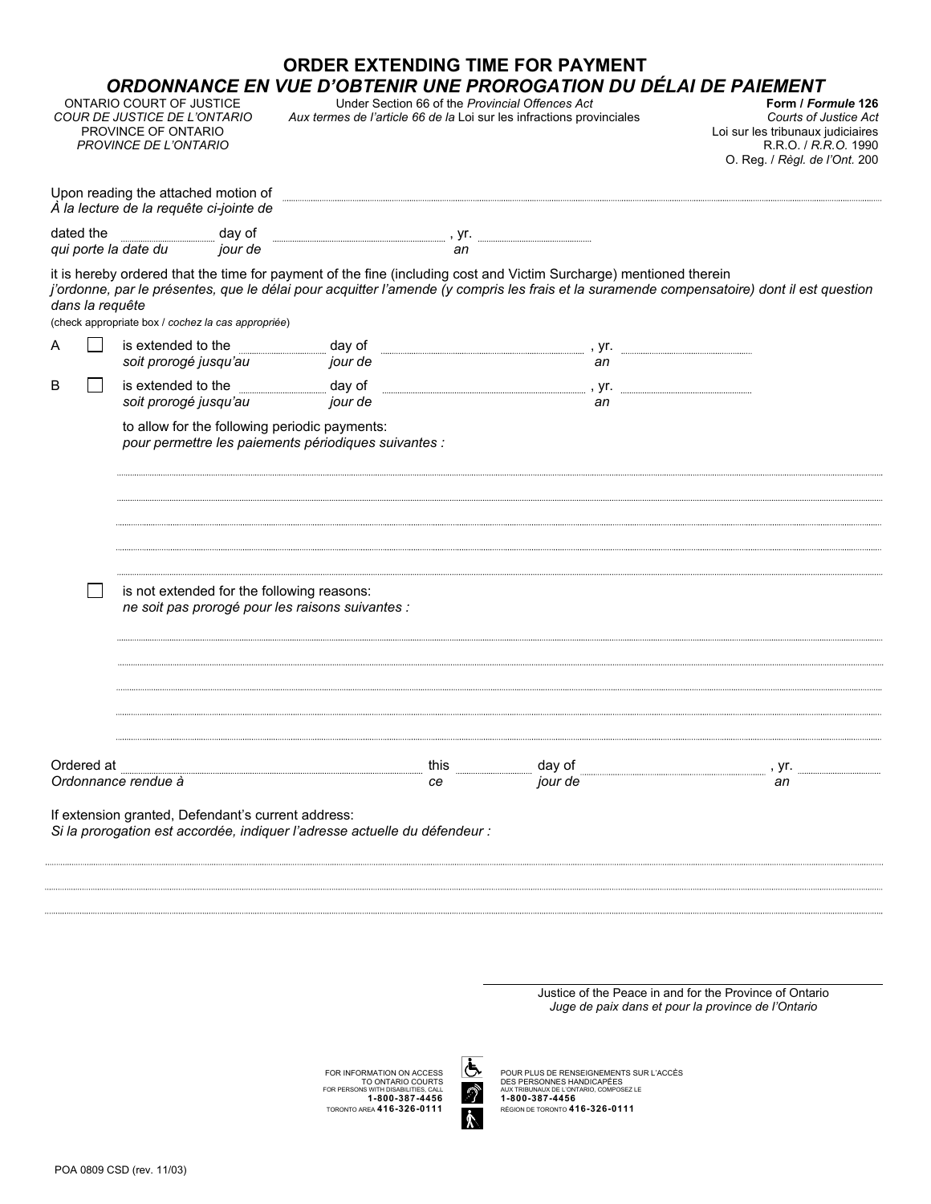# ORDER EXTENDING TIME FOR PAYMENT
# *ORDONNANCE EN VUE D'OBTENIR UNE PROROGATION DU DÉLAI DE PAIEMENT*

ONTARIO COURT OF JUSTICE
*COUR DE JUSTICE DE L'ONTARIO*
PROVINCE OF ONTARIO
*PROVINCE DE L'ONTARIO*

Under Section 66 of the *Provincial Offences Act*
*Aux termes de l'article 66 de la* Loi sur les infractions provinciales

**Form /** ***Formule*** **126**
*Courts of Justice Act*
Loi sur les tribunaux judiciaires
R.R.O. / *R.R.O.* 1990
O. Reg. / *Règl. de l'Ont.* 200

Upon reading the attached motion of ..............................
*À la lecture de la requête ci-jointe de*

dated the .............. day of .............................., yr. ..............
*qui porte la date du* *jour de* *an*

it is hereby ordered that the time for payment of the fine (including cost and Victim Surcharge) mentioned therein
*j'ordonne, par le présentes, que le délai pour acquitter l'amende (y compris les frais et la suramende compensatoire) dont il est question dans la requête*

(check appropriate box / *cochez la cas appropriée*)

A ☐ is extended to the .............. day of .............................., yr. ..............
*soit prorogé jusqu'au* *jour de* *an*

B ☐ is extended to the .............. day of .............................., yr. ..............
*soit prorogé jusqu'au* *jour de* *an*

to allow for the following periodic payments:
*pour permettre les paiements périodiques suivantes :*

..............................................................................................................................

..............................................................................................................................

..............................................................................................................................

..............................................................................................................................

..............................................................................................................................

☐ is not extended for the following reasons:
*ne soit pas prorogé pour les raisons suivantes :*

..............................................................................................................................

..............................................................................................................................

..............................................................................................................................

..............................................................................................................................

..............................................................................................................................

Ordered at .............................................. this .............. day of .............................., yr. ..............
*Ordonnance rendue à* *ce* *jour de* *an*

If extension granted, Defendant's current address:
*Si la prorogation est accordée, indiquer l'adresse actuelle du défendeur :*

..............................................................................................................................

..............................................................................................................................

..............................................................................................................................

______________________________
Justice of the Peace in and for the Province of Ontario
*Juge de paix dans et pour la province de l'Ontario*

FOR INFORMATION ON ACCESS TO ONTARIO COURTS FOR PERSONS WITH DISABILITIES, CALL **1-800-387-4456** TORONTO AREA **416-326-0111**

POUR PLUS DE RENSEIGNEMENTS SUR L'ACCÈS DES PERSONNES HANDICAPÉES AUX TRIBUNAUX DE L'ONTARIO, COMPOSEZ LE **1-800-387-4456** RÉGION DE TORONTO **416-326-0111**

POA 0809 CSD (rev. 11/03)